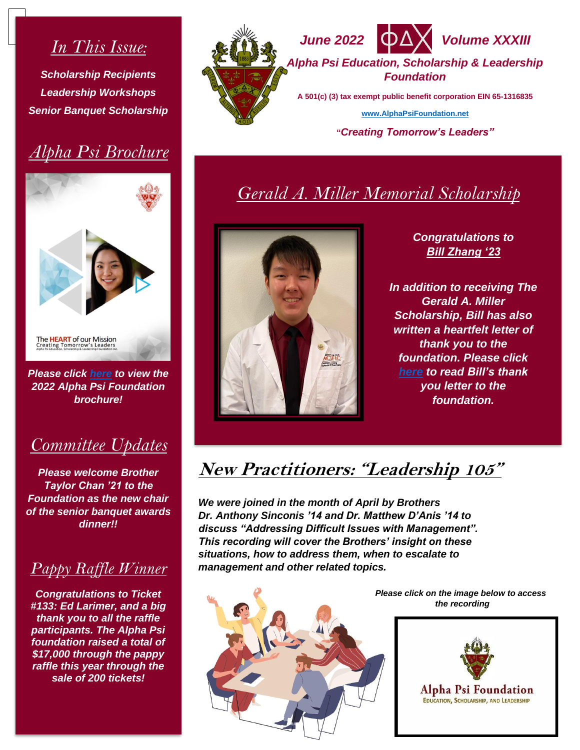# June 2022 ΦΔΧ Volume XXXIII

## Alpha Psi Education, Scholarship & Leadership Foundation

A 501(c) (3) tax exempt public benefit corporation EIN 65-1316835

www.AlphaPsiFoundation.net

***"Creating Tomorrow's Leaders"***

## *In This Issue:*

***Scholarship Recipients***
***Leadership Workshops***
***Senior Banquet Scholarship***

## *Alpha Psi Brochure*

The HEART of our Mission
Creating Tomorrow's Leaders
Alpha Psi Education, Scholarship & Leadership Foundation Inc.

***Please click here to view the 2022 Alpha Psi Foundation brochure!***

## *Committee Updates*

***Please welcome Brother Taylor Chan '21 to the Foundation as the new chair of the senior banquet awards dinner!!***

## *Pappy Raffle Winner*

***Congratulations to Ticket #133: Ed Larimer, and a big thank you to all the raffle participants. The Alpha Psi foundation raised a total of $17,000 through the pappy raffle this year through the sale of 200 tickets!***

## *Gerald A. Miller Memorial Scholarship*

***Congratulations to Bill Zhang '23***

***In addition to receiving The Gerald A. Miller Scholarship, Bill has also written a heartfelt letter of thank you to the foundation. Please click here to read Bill's thank you letter to the foundation.***

## *New Practitioners: "Leadership 105"*

***We were joined in the month of April by Brothers Dr. Anthony Sinconis '14 and Dr. Matthew D'Anis '14 to discuss "Addressing Difficult Issues with Management". This recording will cover the Brothers' insight on these situations, how to address them, when to escalate to management and other related topics.***

***Please click on the image below to access the recording***

Alpha Psi Foundation
Education, Scholarship, and Leadership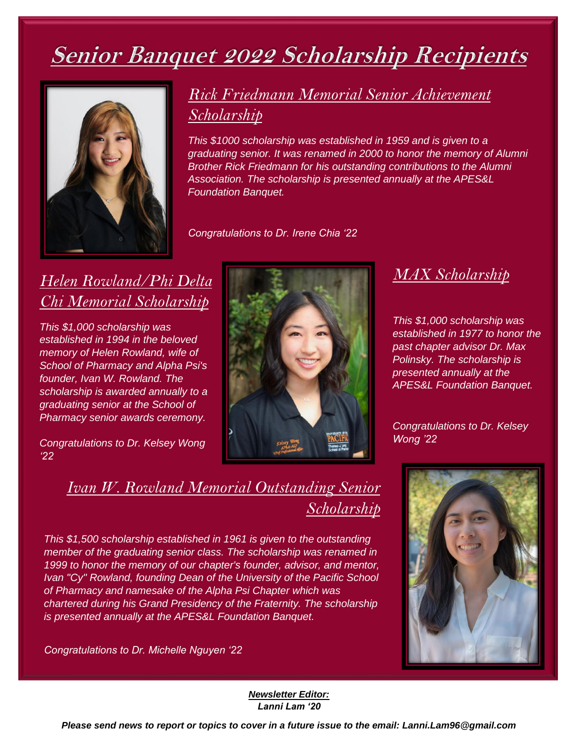# Senior Banquet 2022 Scholarship Recipients

## *Rick Friedmann Memorial Senior Achievement Scholarship*

*This $1000 scholarship was established in 1959 and is given to a graduating senior. It was renamed in 2000 to honor the memory of Alumni Brother Rick Friedmann for his outstanding contributions to the Alumni Association. The scholarship is presented annually at the APES&L Foundation Banquet.*

*Congratulations to Dr. Irene Chia '22*

## *Helen Rowland/Phi Delta Chi Memorial Scholarship*

*This $1,000 scholarship was established in 1994 in the beloved memory of Helen Rowland, wife of School of Pharmacy and Alpha Psi's founder, Ivan W. Rowland. The scholarship is awarded annually to a graduating senior at the School of Pharmacy senior awards ceremony.*

*Congratulations to Dr. Kelsey Wong '22*

## *MAX Scholarship*

*This $1,000 scholarship was established in 1977 to honor the past chapter advisor Dr. Max Polinsky. The scholarship is presented annually at the APES&L Foundation Banquet.*

*Congratulations to Dr. Kelsey Wong '22*

## *Ivan W. Rowland Memorial Outstanding Senior Scholarship*

*This $1,500 scholarship established in 1961 is given to the outstanding member of the graduating senior class. The scholarship was renamed in 1999 to honor the memory of our chapter's founder, advisor, and mentor, Ivan "Cy" Rowland, founding Dean of the University of the Pacific School of Pharmacy and namesake of the Alpha Psi Chapter which was chartered during his Grand Presidency of the Fraternity. The scholarship is presented annually at the APES&L Foundation Banquet.*

*Congratulations to Dr. Michelle Nguyen '22*

***Newsletter Editor:***
***Lanni Lam '20***

***Please send news to report or topics to cover in a future issue to the email: Lanni.Lam96@gmail.com***